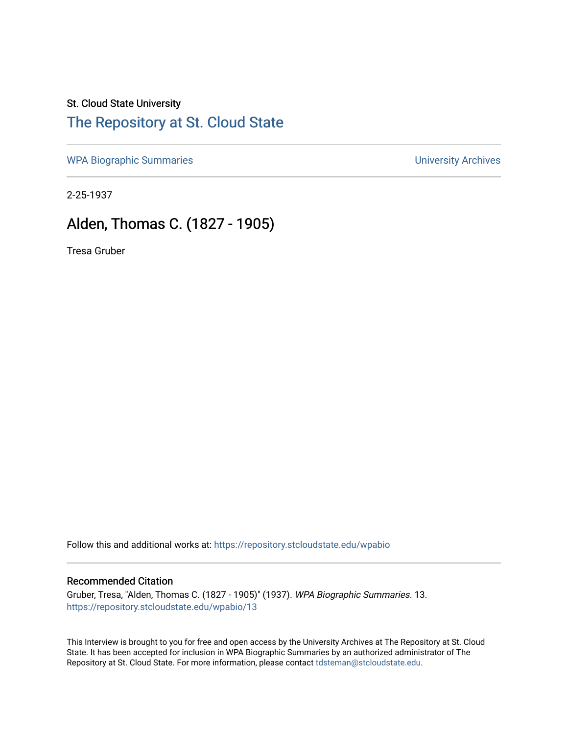St. Cloud State University

## The Repository at St. Cloud State

WPA Biographic Summaries | University Archives

2-25-1937

# Alden, Thomas C. (1827 - 1905)

Tresa Gruber

Follow this and additional works at: https://repository.stcloudstate.edu/wpabio

### Recommended Citation

Gruber, Tresa, "Alden, Thomas C. (1827 - 1905)" (1937). *WPA Biographic Summaries*. 13.
https://repository.stcloudstate.edu/wpabio/13

This Interview is brought to you for free and open access by the University Archives at The Repository at St. Cloud State. It has been accepted for inclusion in WPA Biographic Summaries by an authorized administrator of The Repository at St. Cloud State. For more information, please contact tdsteman@stcloudstate.edu.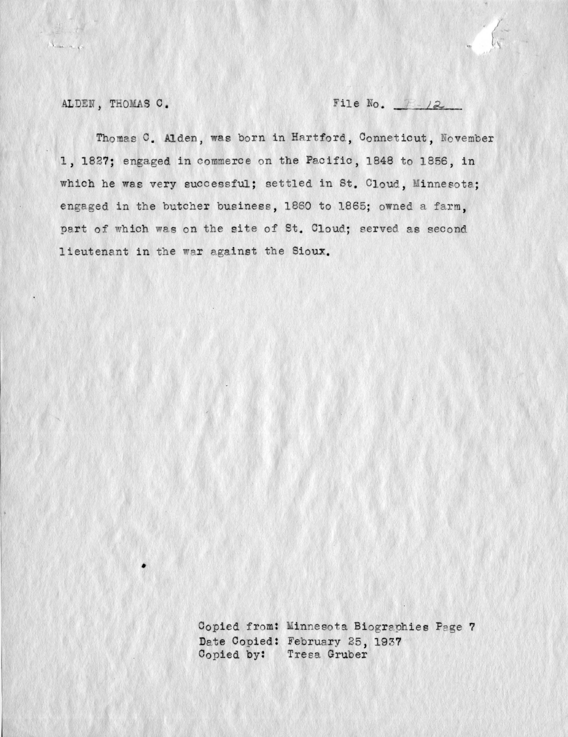ALDEN, THOMAS C. File No. B-12

Thomas C. Alden, was born in Hartford, Conneticut, November 1, 1827; engaged in commerce on the Pacific, 1848 to 1856, in which he was very successful; settled in St. Cloud, Minnesota; engaged in the butcher business, 1860 to 1865; owned a farm, part of which was on the site of St. Cloud; served as second lieutenant in the war against the Sioux.

Copied from: Minnesota Biographies Page 7
Date Copied: February 25, 1937
Copied by: Tresa Gruber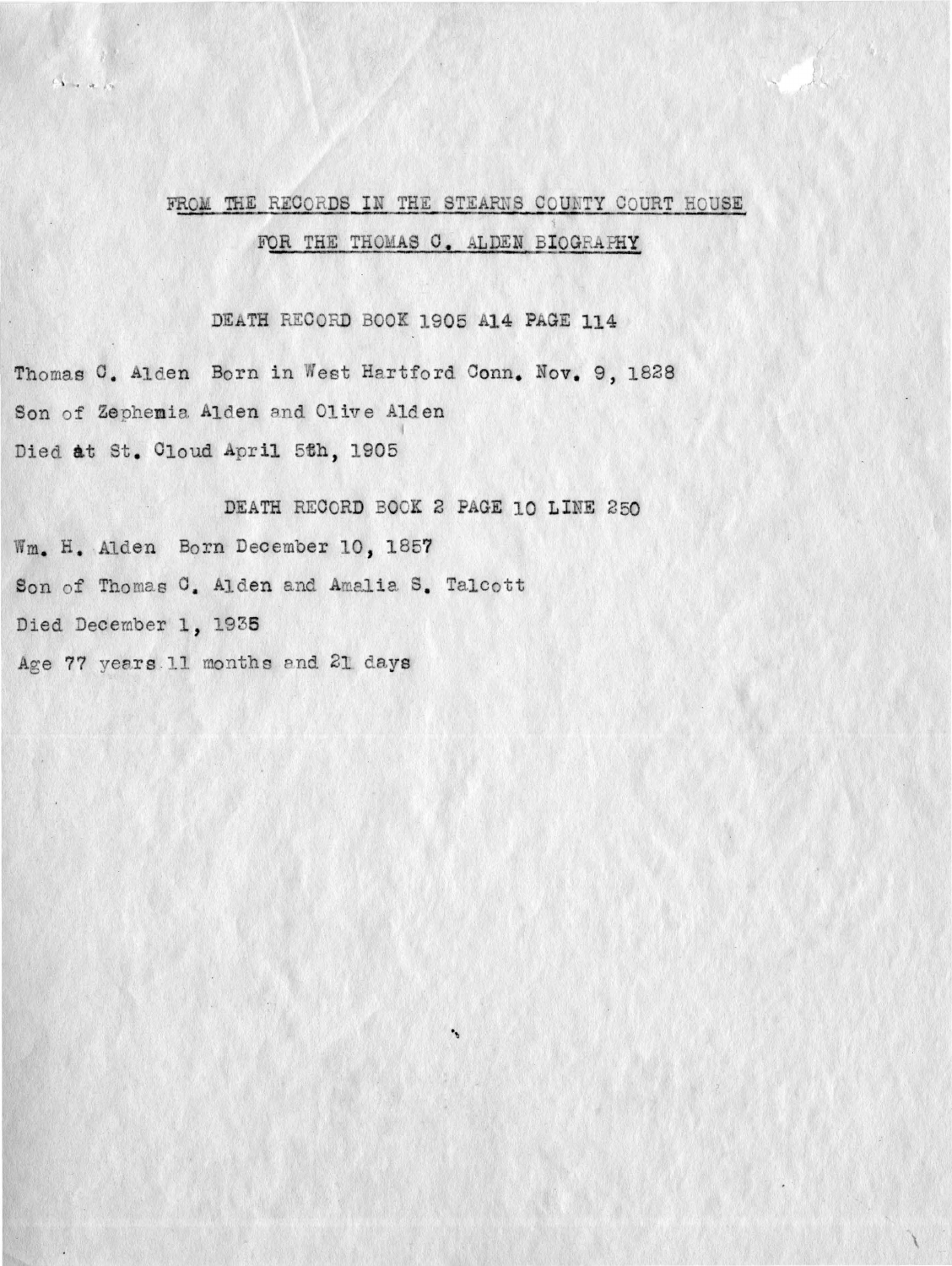FROM THE RECORDS IN THE STEARNS COUNTY COURT HOUSE

FOR THE THOMAS C. ALDEN BIOGRAPHY

DEATH RECORD BOOK 1905 A14 PAGE 114

Thomas C. Alden Born in West Hartford Conn. Nov. 9, 1828

Son of Zephemia Alden and Olive Alden

Died at St. Cloud April 5th, 1905

DEATH RECORD BOOK 2 PAGE 10 LINE 250

Wm. H. Alden Born December 10, 1857

Son of Thomas C. Alden and Amalia S. Talcott

Died December 1, 1935

Age 77 years 11 months and 21 days